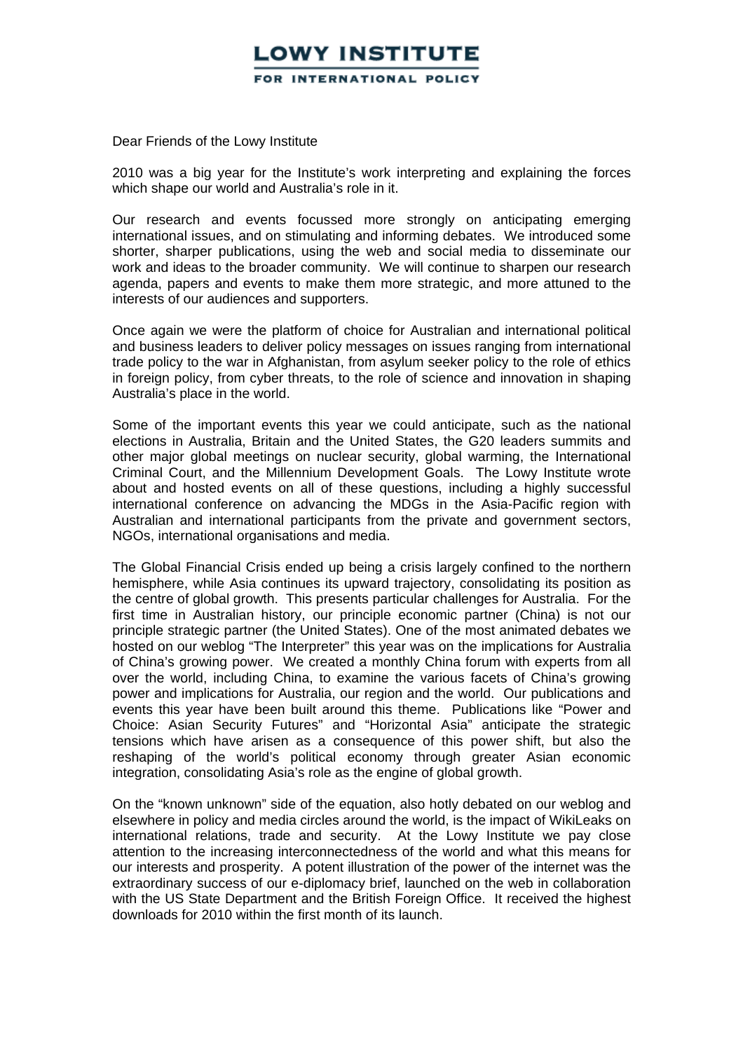# LOWY INSTITUTE

**FOR INTERNATIONAL POLICY**

Dear Friends of the Lowy Institute

2010 was a big year for the Institute's work interpreting and explaining the forces which shape our world and Australia's role in it.

Our research and events focussed more strongly on anticipating emerging international issues, and on stimulating and informing debates. We introduced some shorter, sharper publications, using the web and social media to disseminate our work and ideas to the broader community. We will continue to sharpen our research agenda, papers and events to make them more strategic, and more attuned to the interests of our audiences and supporters.

Once again we were the platform of choice for Australian and international political and business leaders to deliver policy messages on issues ranging from international trade policy to the war in Afghanistan, from asylum seeker policy to the role of ethics in foreign policy, from cyber threats, to the role of science and innovation in shaping Australia's place in the world.

Some of the important events this year we could anticipate, such as the national elections in Australia, Britain and the United States, the G20 leaders summits and other major global meetings on nuclear security, global warming, the International Criminal Court, and the Millennium Development Goals. The Lowy Institute wrote about and hosted events on all of these questions, including a highly successful international conference on advancing the MDGs in the Asia-Pacific region with Australian and international participants from the private and government sectors, NGOs, international organisations and media.

The Global Financial Crisis ended up being a crisis largely confined to the northern hemisphere, while Asia continues its upward trajectory, consolidating its position as the centre of global growth. This presents particular challenges for Australia. For the first time in Australian history, our principle economic partner (China) is not our principle strategic partner (the United States). One of the most animated debates we hosted on our weblog "The Interpreter" this year was on the implications for Australia of China's growing power. We created a monthly China forum with experts from all over the world, including China, to examine the various facets of China's growing power and implications for Australia, our region and the world. Our publications and events this year have been built around this theme. Publications like "Power and Choice: Asian Security Futures" and "Horizontal Asia" anticipate the strategic tensions which have arisen as a consequence of this power shift, but also the reshaping of the world's political economy through greater Asian economic integration, consolidating Asia's role as the engine of global growth.

On the "known unknown" side of the equation, also hotly debated on our weblog and elsewhere in policy and media circles around the world, is the impact of WikiLeaks on international relations, trade and security. At the Lowy Institute we pay close attention to the increasing interconnectedness of the world and what this means for our interests and prosperity. A potent illustration of the power of the internet was the extraordinary success of our e-diplomacy brief, launched on the web in collaboration with the US State Department and the British Foreign Office. It received the highest downloads for 2010 within the first month of its launch.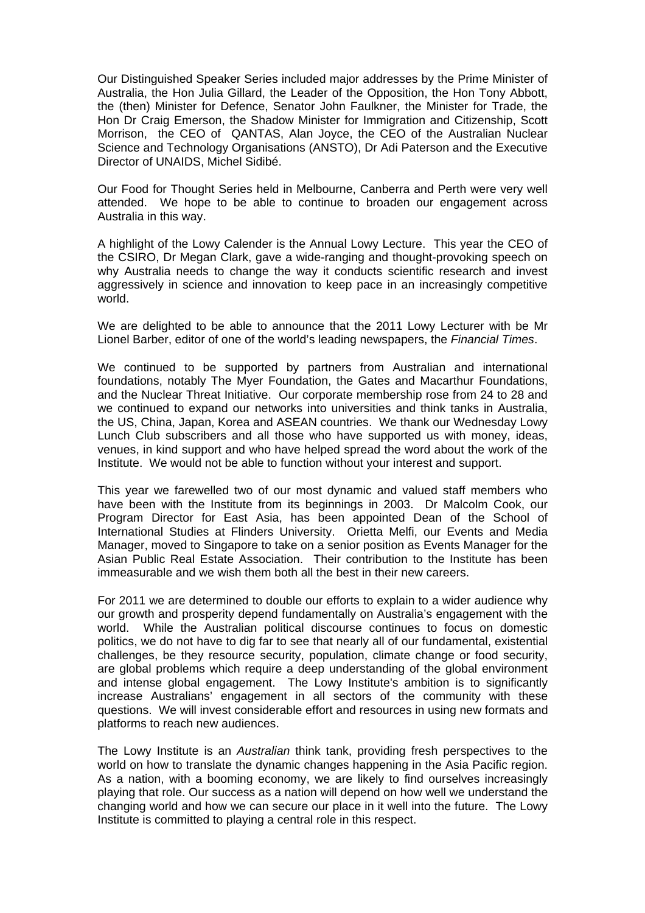Our Distinguished Speaker Series included major addresses by the Prime Minister of Australia, the Hon Julia Gillard, the Leader of the Opposition, the Hon Tony Abbott, the (then) Minister for Defence, Senator John Faulkner, the Minister for Trade, the Hon Dr Craig Emerson, the Shadow Minister for Immigration and Citizenship, Scott Morrison, the CEO of QANTAS, Alan Joyce, the CEO of the Australian Nuclear Science and Technology Organisations (ANSTO), Dr Adi Paterson and the Executive Director of UNAIDS, Michel Sidibé.

Our Food for Thought Series held in Melbourne, Canberra and Perth were very well attended. We hope to be able to continue to broaden our engagement across Australia in this way.

A highlight of the Lowy Calender is the Annual Lowy Lecture. This year the CEO of the CSIRO, Dr Megan Clark, gave a wide-ranging and thought-provoking speech on why Australia needs to change the way it conducts scientific research and invest aggressively in science and innovation to keep pace in an increasingly competitive world.

We are delighted to be able to announce that the 2011 Lowy Lecturer with be Mr Lionel Barber, editor of one of the world's leading newspapers, the *Financial Times*.

We continued to be supported by partners from Australian and international foundations, notably The Myer Foundation, the Gates and Macarthur Foundations, and the Nuclear Threat Initiative. Our corporate membership rose from 24 to 28 and we continued to expand our networks into universities and think tanks in Australia, the US, China, Japan, Korea and ASEAN countries. We thank our Wednesday Lowy Lunch Club subscribers and all those who have supported us with money, ideas, venues, in kind support and who have helped spread the word about the work of the Institute. We would not be able to function without your interest and support.

This year we farewelled two of our most dynamic and valued staff members who have been with the Institute from its beginnings in 2003. Dr Malcolm Cook, our Program Director for East Asia, has been appointed Dean of the School of International Studies at Flinders University. Orietta Melfi, our Events and Media Manager, moved to Singapore to take on a senior position as Events Manager for the Asian Public Real Estate Association. Their contribution to the Institute has been immeasurable and we wish them both all the best in their new careers.

For 2011 we are determined to double our efforts to explain to a wider audience why our growth and prosperity depend fundamentally on Australia's engagement with the world. While the Australian political discourse continues to focus on domestic politics, we do not have to dig far to see that nearly all of our fundamental, existential challenges, be they resource security, population, climate change or food security, are global problems which require a deep understanding of the global environment and intense global engagement. The Lowy Institute's ambition is to significantly increase Australians' engagement in all sectors of the community with these questions. We will invest considerable effort and resources in using new formats and platforms to reach new audiences.

The Lowy Institute is an *Australian* think tank, providing fresh perspectives to the world on how to translate the dynamic changes happening in the Asia Pacific region. As a nation, with a booming economy, we are likely to find ourselves increasingly playing that role. Our success as a nation will depend on how well we understand the changing world and how we can secure our place in it well into the future. The Lowy Institute is committed to playing a central role in this respect.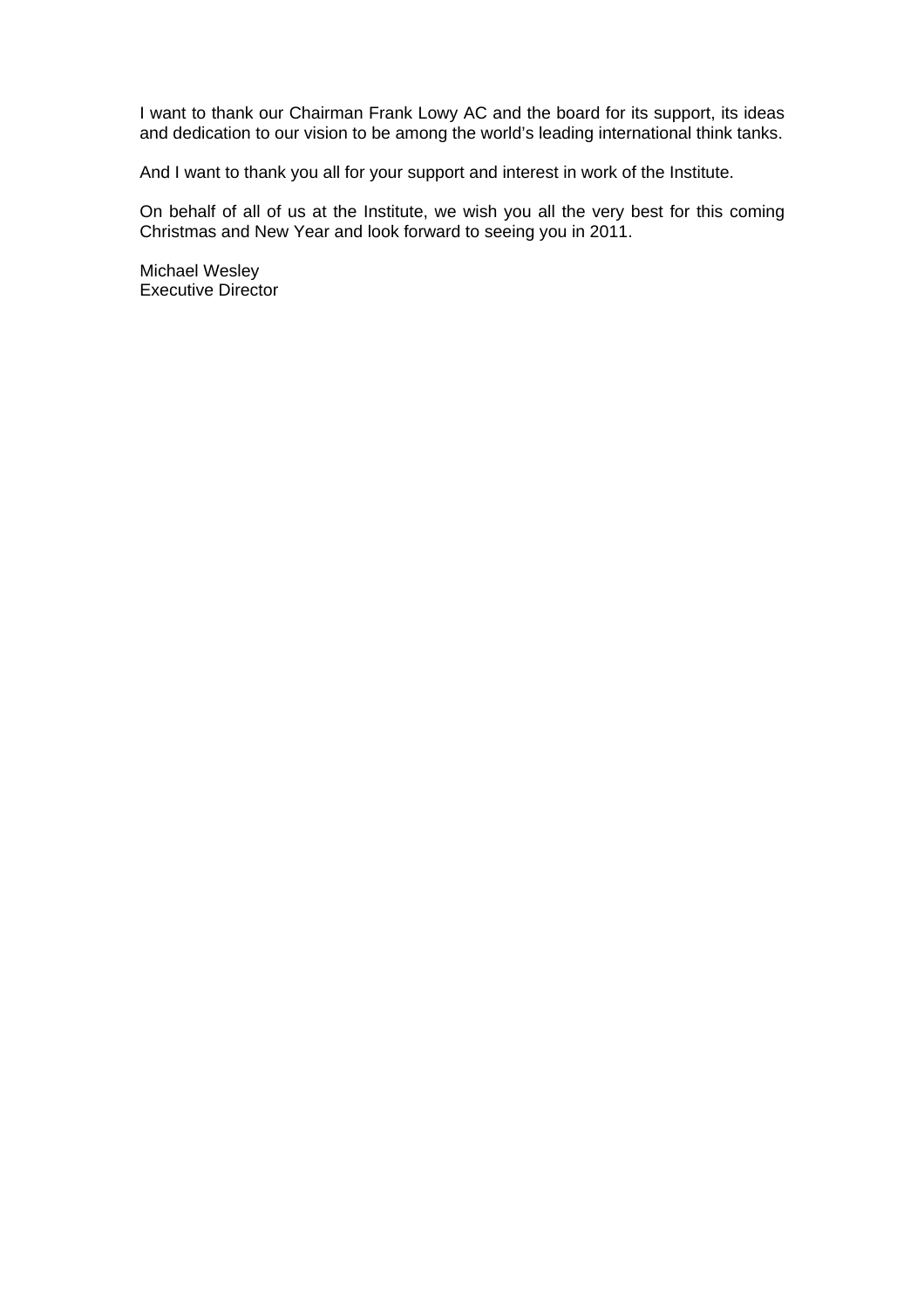I want to thank our Chairman Frank Lowy AC and the board for its support, its ideas and dedication to our vision to be among the world's leading international think tanks.

And I want to thank you all for your support and interest in work of the Institute.

On behalf of all of us at the Institute, we wish you all the very best for this coming Christmas and New Year and look forward to seeing you in 2011.

Michael Wesley
Executive Director